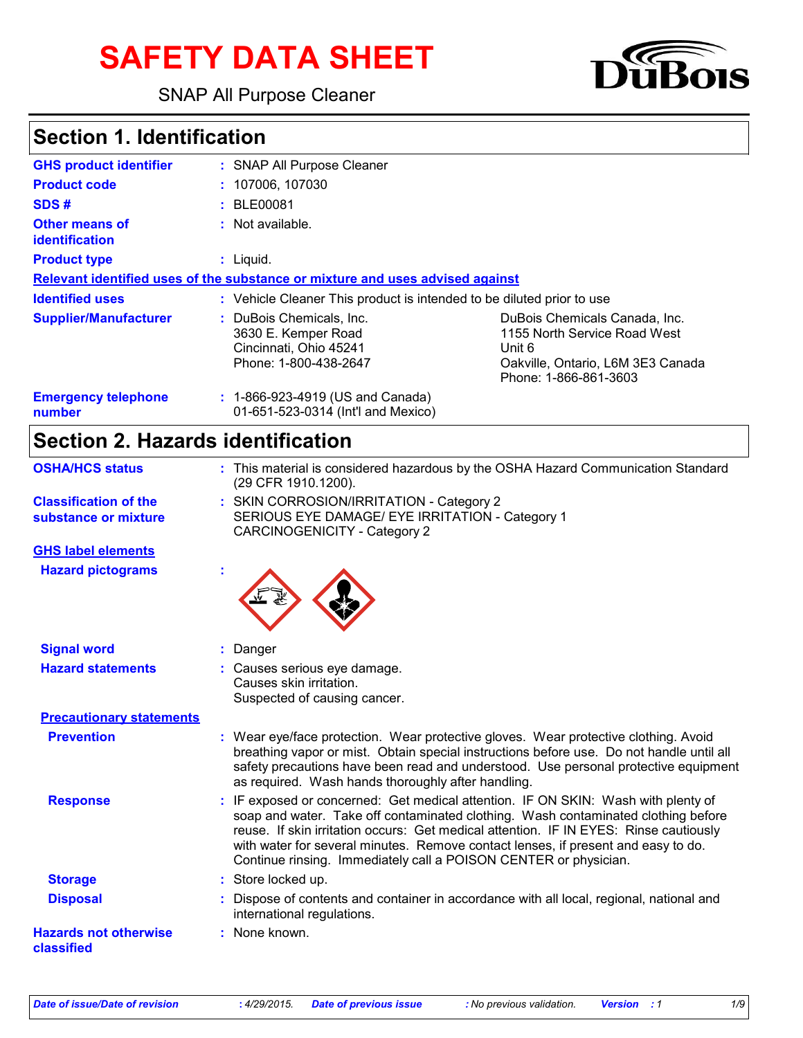# SAFETY DATA SHEET

SNAP All Purpose Cleaner

## Section 1. Identification

| | |
|---|---|
| **GHS product identifier** | : SNAP All Purpose Cleaner |
| **Product code** | : 107006, 107030 |
| **SDS #** | : BLE00081 |
| **Other means of identification** | : Not available. |
| **Product type** | : Liquid. |

**Relevant identified uses of the substance or mixture and uses advised against**

| | |
|---|---|
| **Identified uses** | : Vehicle Cleaner This product is intended to be diluted prior to use |
| **Supplier/Manufacturer** | : DuBois Chemicals, Inc.<br>3630 E. Kemper Road<br>Cincinnati, Ohio 45241<br>Phone: 1-800-438-2647<br><br>DuBois Chemicals Canada, Inc.<br>1155 North Service Road West<br>Unit 6<br>Oakville, Ontario, L6M 3E3 Canada<br>Phone: 1-866-861-3603 |
| **Emergency telephone number** | : 1-866-923-4919 (US and Canada)<br>01-651-523-0314 (Int'l and Mexico) |

## Section 2. Hazards identification

| | |
|---|---|
| **OSHA/HCS status** | : This material is considered hazardous by the OSHA Hazard Communication Standard (29 CFR 1910.1200). |
| **Classification of the substance or mixture** | : SKIN CORROSION/IRRITATION - Category 2<br>SERIOUS EYE DAMAGE/ EYE IRRITATION - Category 1<br>CARCINOGENICITY - Category 2 |

**GHS label elements**

| | |
|---|---|
| **Hazard pictograms** | : |
| **Signal word** | : Danger |
| **Hazard statements** | : Causes serious eye damage.<br>Causes skin irritation.<br>Suspected of causing cancer. |

**Precautionary statements**

| | |
|---|---|
| **Prevention** | : Wear eye/face protection. Wear protective gloves. Wear protective clothing. Avoid breathing vapor or mist. Obtain special instructions before use. Do not handle until all safety precautions have been read and understood. Use personal protective equipment as required. Wash hands thoroughly after handling. |
| **Response** | : IF exposed or concerned: Get medical attention. IF ON SKIN: Wash with plenty of soap and water. Take off contaminated clothing. Wash contaminated clothing before reuse. If skin irritation occurs: Get medical attention. IF IN EYES: Rinse cautiously with water for several minutes. Remove contact lenses, if present and easy to do. Continue rinsing. Immediately call a POISON CENTER or physician. |
| **Storage** | : Store locked up. |
| **Disposal** | : Dispose of contents and container in accordance with all local, regional, national and international regulations. |
| **Hazards not otherwise classified** | : None known. |

*Date of issue/Date of revision : 4/29/2015. Date of previous issue : No previous validation. Version : 1*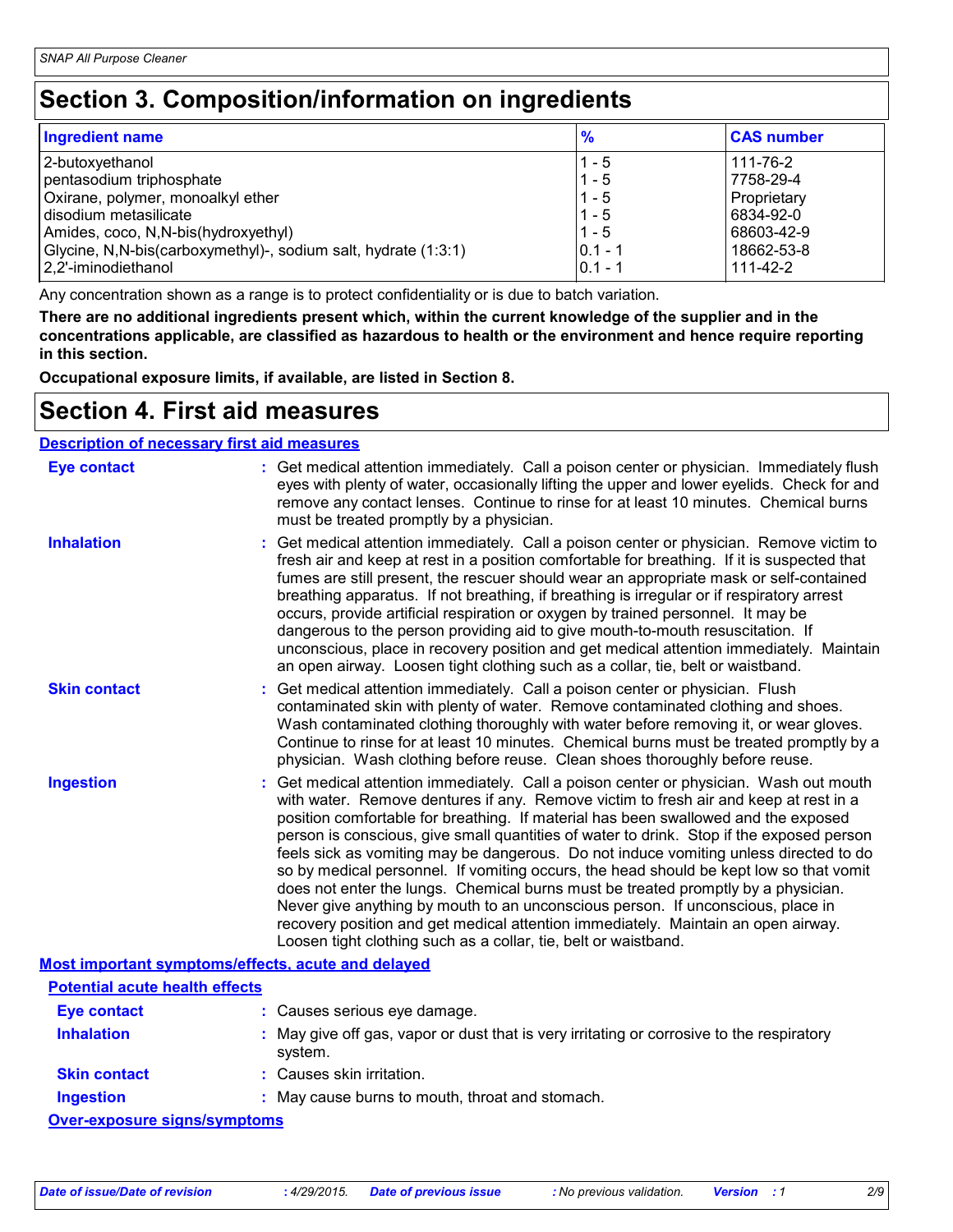# Section 3. Composition/information on ingredients

| Ingredient name | % | CAS number |
|---|---|---|
| 2-butoxyethanol | 1 - 5 | 111-76-2 |
| pentasodium triphosphate | 1 - 5 | 7758-29-4 |
| Oxirane, polymer, monoalkyl ether | 1 - 5 | Proprietary |
| disodium metasilicate | 1 - 5 | 6834-92-0 |
| Amides, coco, N,N-bis(hydroxyethyl) | 1 - 5 | 68603-42-9 |
| Glycine, N,N-bis(carboxymethyl)-, sodium salt, hydrate (1:3:1) | 0.1 - 1 | 18662-53-8 |
| 2,2'-iminodiethanol | 0.1 - 1 | 111-42-2 |

Any concentration shown as a range is to protect confidentiality or is due to batch variation.

**There are no additional ingredients present which, within the current knowledge of the supplier and in the concentrations applicable, are classified as hazardous to health or the environment and hence require reporting in this section.**

**Occupational exposure limits, if available, are listed in Section 8.**

# Section 4. First aid measures

## Description of necessary first aid measures

**Eye contact** : Get medical attention immediately. Call a poison center or physician. Immediately flush eyes with plenty of water, occasionally lifting the upper and lower eyelids. Check for and remove any contact lenses. Continue to rinse for at least 10 minutes. Chemical burns must be treated promptly by a physician.

**Inhalation** : Get medical attention immediately. Call a poison center or physician. Remove victim to fresh air and keep at rest in a position comfortable for breathing. If it is suspected that fumes are still present, the rescuer should wear an appropriate mask or self-contained breathing apparatus. If not breathing, if breathing is irregular or if respiratory arrest occurs, provide artificial respiration or oxygen by trained personnel. It may be dangerous to the person providing aid to give mouth-to-mouth resuscitation. If unconscious, place in recovery position and get medical attention immediately. Maintain an open airway. Loosen tight clothing such as a collar, tie, belt or waistband.

**Skin contact** : Get medical attention immediately. Call a poison center or physician. Flush contaminated skin with plenty of water. Remove contaminated clothing and shoes. Wash contaminated clothing thoroughly with water before removing it, or wear gloves. Continue to rinse for at least 10 minutes. Chemical burns must be treated promptly by a physician. Wash clothing before reuse. Clean shoes thoroughly before reuse.

**Ingestion** : Get medical attention immediately. Call a poison center or physician. Wash out mouth with water. Remove dentures if any. Remove victim to fresh air and keep at rest in a position comfortable for breathing. If material has been swallowed and the exposed person is conscious, give small quantities of water to drink. Stop if the exposed person feels sick as vomiting may be dangerous. Do not induce vomiting unless directed to do so by medical personnel. If vomiting occurs, the head should be kept low so that vomit does not enter the lungs. Chemical burns must be treated promptly by a physician. Never give anything by mouth to an unconscious person. If unconscious, place in recovery position and get medical attention immediately. Maintain an open airway. Loosen tight clothing such as a collar, tie, belt or waistband.

## Most important symptoms/effects, acute and delayed

### Potential acute health effects

**Eye contact** : Causes serious eye damage.

**Inhalation** : May give off gas, vapor or dust that is very irritating or corrosive to the respiratory system.

**Skin contact** : Causes skin irritation.

**Ingestion** : May cause burns to mouth, throat and stomach.

### Over-exposure signs/symptoms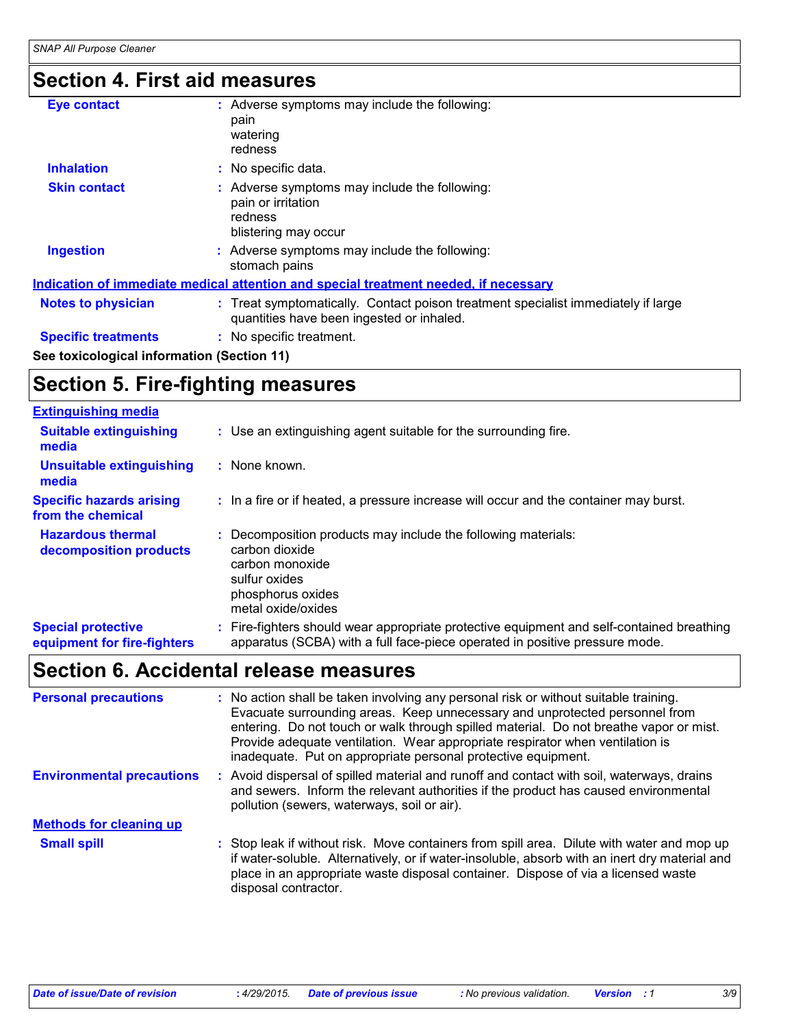## Section 4. First aid measures

**Eye contact** : Adverse symptoms may include the following:
pain
watering
redness

**Inhalation** : No specific data.

**Skin contact** : Adverse symptoms may include the following:
pain or irritation
redness
blistering may occur

**Ingestion** : Adverse symptoms may include the following:
stomach pains

### Indication of immediate medical attention and special treatment needed, if necessary

**Notes to physician** : Treat symptomatically. Contact poison treatment specialist immediately if large quantities have been ingested or inhaled.

**Specific treatments** : No specific treatment.

**See toxicological information (Section 11)**

## Section 5. Fire-fighting measures

### Extinguishing media

**Suitable extinguishing media** : Use an extinguishing agent suitable for the surrounding fire.

**Unsuitable extinguishing media** : None known.

**Specific hazards arising from the chemical** : In a fire or if heated, a pressure increase will occur and the container may burst.

**Hazardous thermal decomposition products** : Decomposition products may include the following materials:
carbon dioxide
carbon monoxide
sulfur oxides
phosphorus oxides
metal oxide/oxides

**Special protective equipment for fire-fighters** : Fire-fighters should wear appropriate protective equipment and self-contained breathing apparatus (SCBA) with a full face-piece operated in positive pressure mode.

## Section 6. Accidental release measures

**Personal precautions** : No action shall be taken involving any personal risk or without suitable training. Evacuate surrounding areas. Keep unnecessary and unprotected personnel from entering. Do not touch or walk through spilled material. Do not breathe vapor or mist. Provide adequate ventilation. Wear appropriate respirator when ventilation is inadequate. Put on appropriate personal protective equipment.

**Environmental precautions** : Avoid dispersal of spilled material and runoff and contact with soil, waterways, drains and sewers. Inform the relevant authorities if the product has caused environmental pollution (sewers, waterways, soil or air).

### Methods for cleaning up

**Small spill** : Stop leak if without risk. Move containers from spill area. Dilute with water and mop up if water-soluble. Alternatively, or if water-insoluble, absorb with an inert dry material and place in an appropriate waste disposal container. Dispose of via a licensed waste disposal contractor.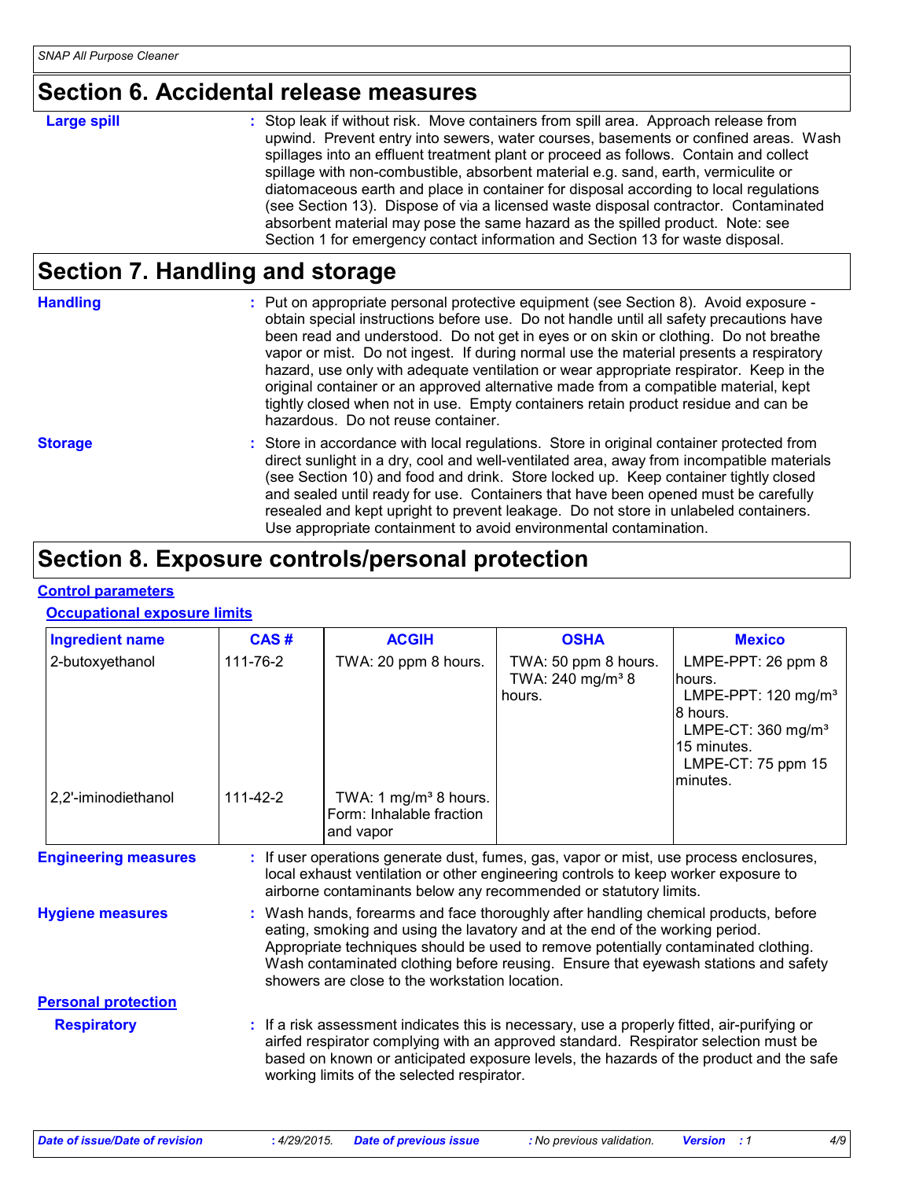## Section 6. Accidental release measures

**Large spill** : Stop leak if without risk. Move containers from spill area. Approach release from upwind. Prevent entry into sewers, water courses, basements or confined areas. Wash spillages into an effluent treatment plant or proceed as follows. Contain and collect spillage with non-combustible, absorbent material e.g. sand, earth, vermiculite or diatomaceous earth and place in container for disposal according to local regulations (see Section 13). Dispose of via a licensed waste disposal contractor. Contaminated absorbent material may pose the same hazard as the spilled product. Note: see Section 1 for emergency contact information and Section 13 for waste disposal.

## Section 7. Handling and storage

**Handling** : Put on appropriate personal protective equipment (see Section 8). Avoid exposure - obtain special instructions before use. Do not handle until all safety precautions have been read and understood. Do not get in eyes or on skin or clothing. Do not breathe vapor or mist. Do not ingest. If during normal use the material presents a respiratory hazard, use only with adequate ventilation or wear appropriate respirator. Keep in the original container or an approved alternative made from a compatible material, kept tightly closed when not in use. Empty containers retain product residue and can be hazardous. Do not reuse container.

**Storage** : Store in accordance with local regulations. Store in original container protected from direct sunlight in a dry, cool and well-ventilated area, away from incompatible materials (see Section 10) and food and drink. Store locked up. Keep container tightly closed and sealed until ready for use. Containers that have been opened must be carefully resealed and kept upright to prevent leakage. Do not store in unlabeled containers. Use appropriate containment to avoid environmental contamination.

## Section 8. Exposure controls/personal protection

### Control parameters

#### Occupational exposure limits

| Ingredient name | CAS # | ACGIH | OSHA | Mexico |
|---|---|---|---|---|
| 2-butoxyethanol | 111-76-2 | TWA: 20 ppm 8 hours. | TWA: 50 ppm 8 hours. TWA: 240 mg/m³ 8 hours. | LMPE-PPT: 26 ppm 8 hours. LMPE-PPT: 120 mg/m³ 8 hours. LMPE-CT: 360 mg/m³ 15 minutes. LMPE-CT: 75 ppm 15 minutes. |
| 2,2'-iminodiethanol | 111-42-2 | TWA: 1 mg/m³ 8 hours. Form: Inhalable fraction and vapor | | |

**Engineering measures** : If user operations generate dust, fumes, gas, vapor or mist, use process enclosures, local exhaust ventilation or other engineering controls to keep worker exposure to airborne contaminants below any recommended or statutory limits.

**Hygiene measures** : Wash hands, forearms and face thoroughly after handling chemical products, before eating, smoking and using the lavatory and at the end of the working period. Appropriate techniques should be used to remove potentially contaminated clothing. Wash contaminated clothing before reusing. Ensure that eyewash stations and safety showers are close to the workstation location.

### Personal protection

**Respiratory** : If a risk assessment indicates this is necessary, use a properly fitted, air-purifying or airfed respirator complying with an approved standard. Respirator selection must be based on known or anticipated exposure levels, the hazards of the product and the safe working limits of the selected respirator.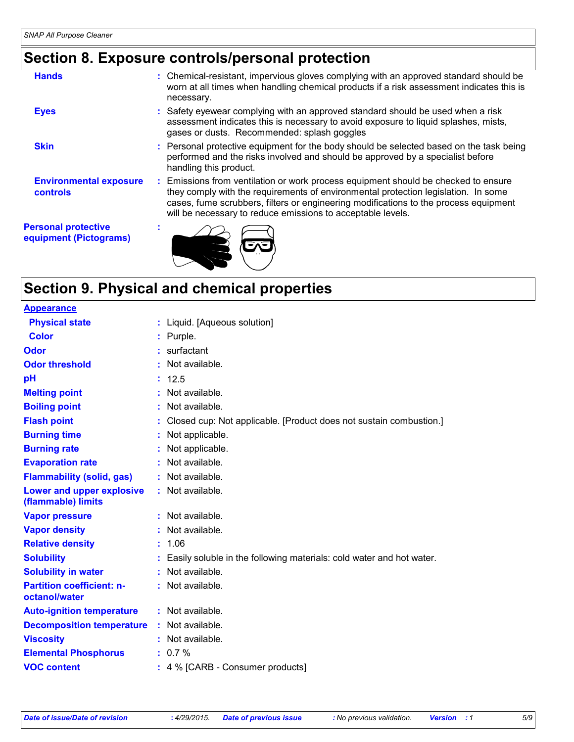## Section 8. Exposure controls/personal protection

**Hands** : Chemical-resistant, impervious gloves complying with an approved standard should be worn at all times when handling chemical products if a risk assessment indicates this is necessary.

**Eyes** : Safety eyewear complying with an approved standard should be used when a risk assessment indicates this is necessary to avoid exposure to liquid splashes, mists, gases or dusts. Recommended: splash goggles

**Skin** : Personal protective equipment for the body should be selected based on the task being performed and the risks involved and should be approved by a specialist before handling this product.

**Environmental exposure controls** : Emissions from ventilation or work process equipment should be checked to ensure they comply with the requirements of environmental protection legislation. In some cases, fume scrubbers, filters or engineering modifications to the process equipment will be necessary to reduce emissions to acceptable levels.

**Personal protective equipment (Pictograms)** :

## Section 9. Physical and chemical properties

**Appearance**

| | |
|---|---|
| **Physical state** | : Liquid. [Aqueous solution] |
| **Color** | : Purple. |
| **Odor** | : surfactant |
| **Odor threshold** | : Not available. |
| **pH** | : 12.5 |
| **Melting point** | : Not available. |
| **Boiling point** | : Not available. |
| **Flash point** | : Closed cup: Not applicable. [Product does not sustain combustion.] |
| **Burning time** | : Not applicable. |
| **Burning rate** | : Not applicable. |
| **Evaporation rate** | : Not available. |
| **Flammability (solid, gas)** | : Not available. |
| **Lower and upper explosive (flammable) limits** | : Not available. |
| **Vapor pressure** | : Not available. |
| **Vapor density** | : Not available. |
| **Relative density** | : 1.06 |
| **Solubility** | : Easily soluble in the following materials: cold water and hot water. |
| **Solubility in water** | : Not available. |
| **Partition coefficient: n-octanol/water** | : Not available. |
| **Auto-ignition temperature** | : Not available. |
| **Decomposition temperature** | : Not available. |
| **Viscosity** | : Not available. |
| **Elemental Phosphorus** | : 0.7 % |
| **VOC content** | : 4 % [CARB - Consumer products] |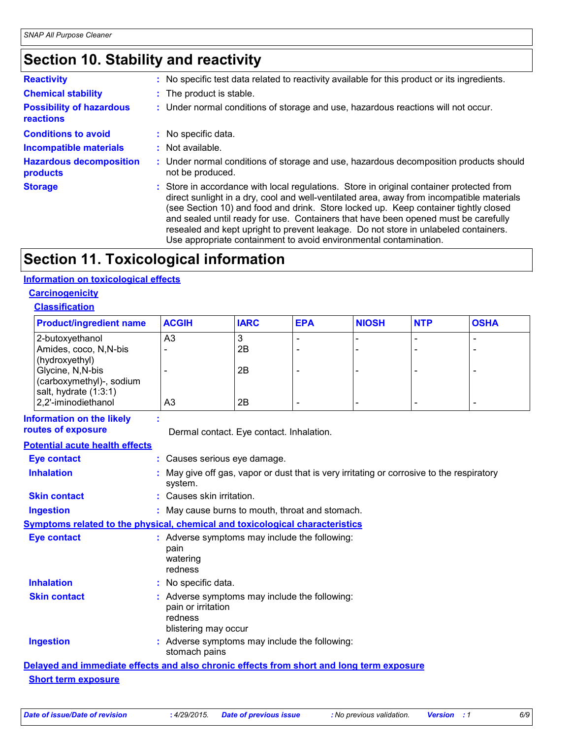# Section 10. Stability and reactivity

**Reactivity** : No specific test data related to reactivity available for this product or its ingredients.

**Chemical stability** : The product is stable.

**Possibility of hazardous reactions** : Under normal conditions of storage and use, hazardous reactions will not occur.

**Conditions to avoid** : No specific data.

**Incompatible materials** : Not available.

**Hazardous decomposition products** : Under normal conditions of storage and use, hazardous decomposition products should not be produced.

**Storage** : Store in accordance with local regulations. Store in original container protected from direct sunlight in a dry, cool and well-ventilated area, away from incompatible materials (see Section 10) and food and drink. Store locked up. Keep container tightly closed and sealed until ready for use. Containers that have been opened must be carefully resealed and kept upright to prevent leakage. Do not store in unlabeled containers. Use appropriate containment to avoid environmental contamination.

# Section 11. Toxicological information

## Information on toxicological effects

### Carcinogenicity

#### Classification

| Product/ingredient name | ACGIH | IARC | EPA | NIOSH | NTP | OSHA |
|---|---|---|---|---|---|---|
| 2-butoxyethanol | A3 | 3 | - | - | - | - |
| Amides, coco, N,N-bis (hydroxyethyl) | - | 2B | - | - | - | - |
| Glycine, N,N-bis (carboxymethyl)-, sodium salt, hydrate (1:3:1) | - | 2B | - | - | - | - |
| 2,2'-iminodiethanol | A3 | 2B | - | - | - | - |

**Information on the likely routes of exposure** : Dermal contact. Eye contact. Inhalation.

## Potential acute health effects

**Eye contact** : Causes serious eye damage.

**Inhalation** : May give off gas, vapor or dust that is very irritating or corrosive to the respiratory system.

**Skin contact** : Causes skin irritation.

**Ingestion** : May cause burns to mouth, throat and stomach.

## Symptoms related to the physical, chemical and toxicological characteristics

**Eye contact** : Adverse symptoms may include the following:
pain
watering
redness

**Inhalation** : No specific data.

**Skin contact** : Adverse symptoms may include the following:
pain or irritation
redness
blistering may occur

**Ingestion** : Adverse symptoms may include the following:
stomach pains

## Delayed and immediate effects and also chronic effects from short and long term exposure

### Short term exposure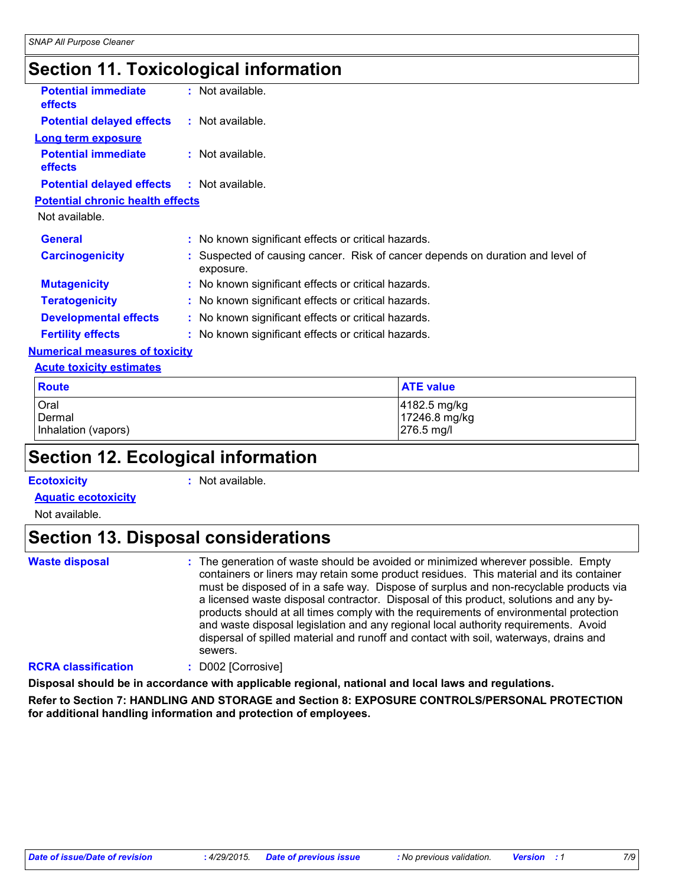# Section 11. Toxicological information

**Potential immediate effects** : Not available.

**Potential delayed effects** : Not available.

**Long term exposure**

**Potential immediate effects** : Not available.

**Potential delayed effects** : Not available.

**Potential chronic health effects**

Not available.

**General** : No known significant effects or critical hazards.

**Carcinogenicity** : Suspected of causing cancer. Risk of cancer depends on duration and level of exposure.

**Mutagenicity** : No known significant effects or critical hazards.

**Teratogenicity** : No known significant effects or critical hazards.

**Developmental effects** : No known significant effects or critical hazards.

**Fertility effects** : No known significant effects or critical hazards.

**Numerical measures of toxicity**

**Acute toxicity estimates**

| Route | ATE value |
|---|---|
| Oral | 4182.5 mg/kg |
| Dermal | 17246.8 mg/kg |
| Inhalation (vapors) | 276.5 mg/l |

# Section 12. Ecological information

**Ecotoxicity** : Not available.

**Aquatic ecotoxicity**

Not available.

# Section 13. Disposal considerations

**Waste disposal** : The generation of waste should be avoided or minimized wherever possible. Empty containers or liners may retain some product residues. This material and its container must be disposed of in a safe way. Dispose of surplus and non-recyclable products via a licensed waste disposal contractor. Disposal of this product, solutions and any by-products should at all times comply with the requirements of environmental protection and waste disposal legislation and any regional local authority requirements. Avoid dispersal of spilled material and runoff and contact with soil, waterways, drains and sewers.

**RCRA classification** : D002 [Corrosive]

**Disposal should be in accordance with applicable regional, national and local laws and regulations.**

**Refer to Section 7: HANDLING AND STORAGE and Section 8: EXPOSURE CONTROLS/PERSONAL PROTECTION for additional handling information and protection of employees.**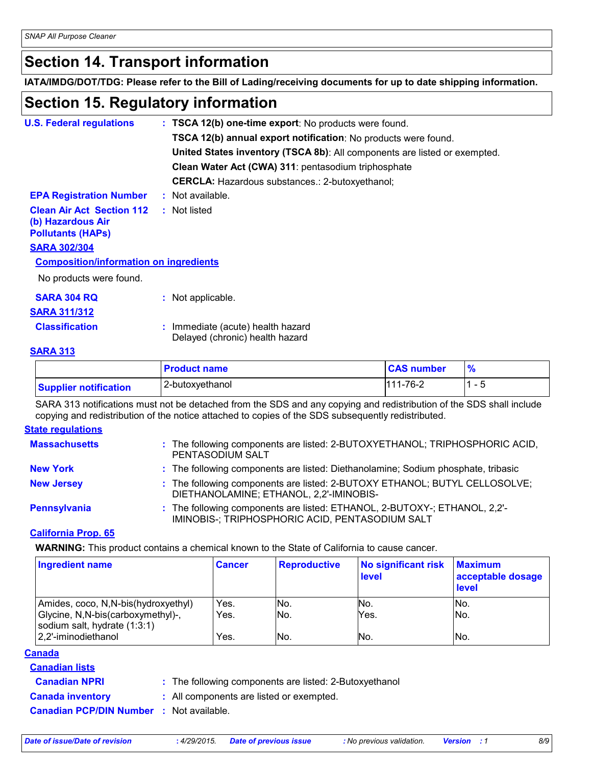## Section 14. Transport information

**IATA/IMDG/DOT/TDG: Please refer to the Bill of Lading/receiving documents for up to date shipping information.**

## Section 15. Regulatory information

**U.S. Federal regulations** : **TSCA 12(b) one-time export**: No products were found.

**TSCA 12(b) annual export notification**: No products were found.

**United States inventory (TSCA 8b)**: All components are listed or exempted.

**Clean Water Act (CWA) 311**: pentasodium triphosphate

**CERCLA:** Hazardous substances.: 2-butoxyethanol;

**EPA Registration Number** : Not available.

**Clean Air Act Section 112 (b) Hazardous Air Pollutants (HAPs)** : Not listed

**SARA 302/304**

**Composition/information on ingredients**

No products were found.

**SARA 304 RQ** : Not applicable.

**SARA 311/312**

**Classification** : Immediate (acute) health hazard
Delayed (chronic) health hazard

**SARA 313**

| | Product name | CAS number | % |
|---|---|---|---|
| **Supplier notification** | 2-butoxyethanol | 111-76-2 | 1 - 5 |

SARA 313 notifications must not be detached from the SDS and any copying and redistribution of the SDS shall include copying and redistribution of the notice attached to copies of the SDS subsequently redistributed.

**State regulations**

**Massachusetts** : The following components are listed: 2-BUTOXYETHANOL; TRIPHOSPHORIC ACID, PENTASODIUM SALT

**New York** : The following components are listed: Diethanolamine; Sodium phosphate, tribasic

**New Jersey** : The following components are listed: 2-BUTOXY ETHANOL; BUTYL CELLOSOLVE; DIETHANOLAMINE; ETHANOL, 2,2'-IMINOBIS-

**Pennsylvania** : The following components are listed: ETHANOL, 2-BUTOXY-; ETHANOL, 2,2'-IMINOBIS-; TRIPHOSPHORIC ACID, PENTASODIUM SALT

**California Prop. 65**

**WARNING:** This product contains a chemical known to the State of California to cause cancer.

| Ingredient name | Cancer | Reproductive | No significant risk level | Maximum acceptable dosage level |
|---|---|---|---|---|
| Amides, coco, N,N-bis(hydroxyethyl) | Yes. | No. | No. | No. |
| Glycine, N,N-bis(carboxymethyl)-, sodium salt, hydrate (1:3:1) | Yes. | No. | Yes. | No. |
| 2,2'-iminodiethanol | Yes. | No. | No. | No. |

**Canada**

**Canadian lists**

**Canadian NPRI** : The following components are listed: 2-Butoxyethanol

**Canada inventory** : All components are listed or exempted.

**Canadian PCP/DIN Number** : Not available.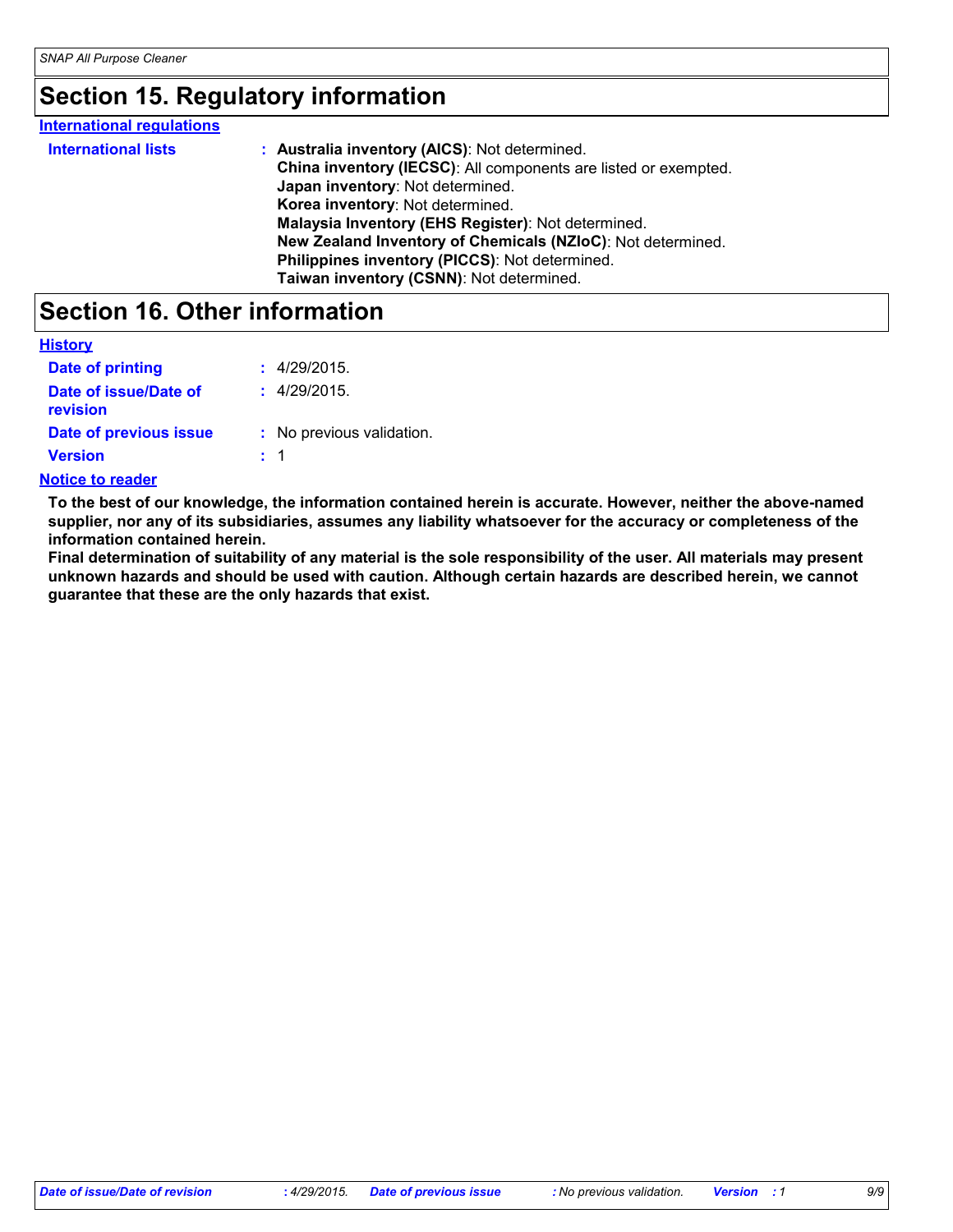## Section 15. Regulatory information

**International regulations**

| | |
|---|---|
| **International lists** | : **Australia inventory (AICS)**: Not determined.<br>**China inventory (IECSC)**: All components are listed or exempted.<br>**Japan inventory**: Not determined.<br>**Korea inventory**: Not determined.<br>**Malaysia Inventory (EHS Register)**: Not determined.<br>**New Zealand Inventory of Chemicals (NZIoC)**: Not determined.<br>**Philippines inventory (PICCS)**: Not determined.<br>**Taiwan inventory (CSNN)**: Not determined. |

## Section 16. Other information

**History**

| | |
|---|---|
| **Date of printing** | : 4/29/2015. |
| **Date of issue/Date of revision** | : 4/29/2015. |
| **Date of previous issue** | : No previous validation. |
| **Version** | : 1 |

**Notice to reader**

**To the best of our knowledge, the information contained herein is accurate. However, neither the above-named supplier, nor any of its subsidiaries, assumes any liability whatsoever for the accuracy or completeness of the information contained herein.**

**Final determination of suitability of any material is the sole responsibility of the user. All materials may present unknown hazards and should be used with caution. Although certain hazards are described herein, we cannot guarantee that these are the only hazards that exist.**